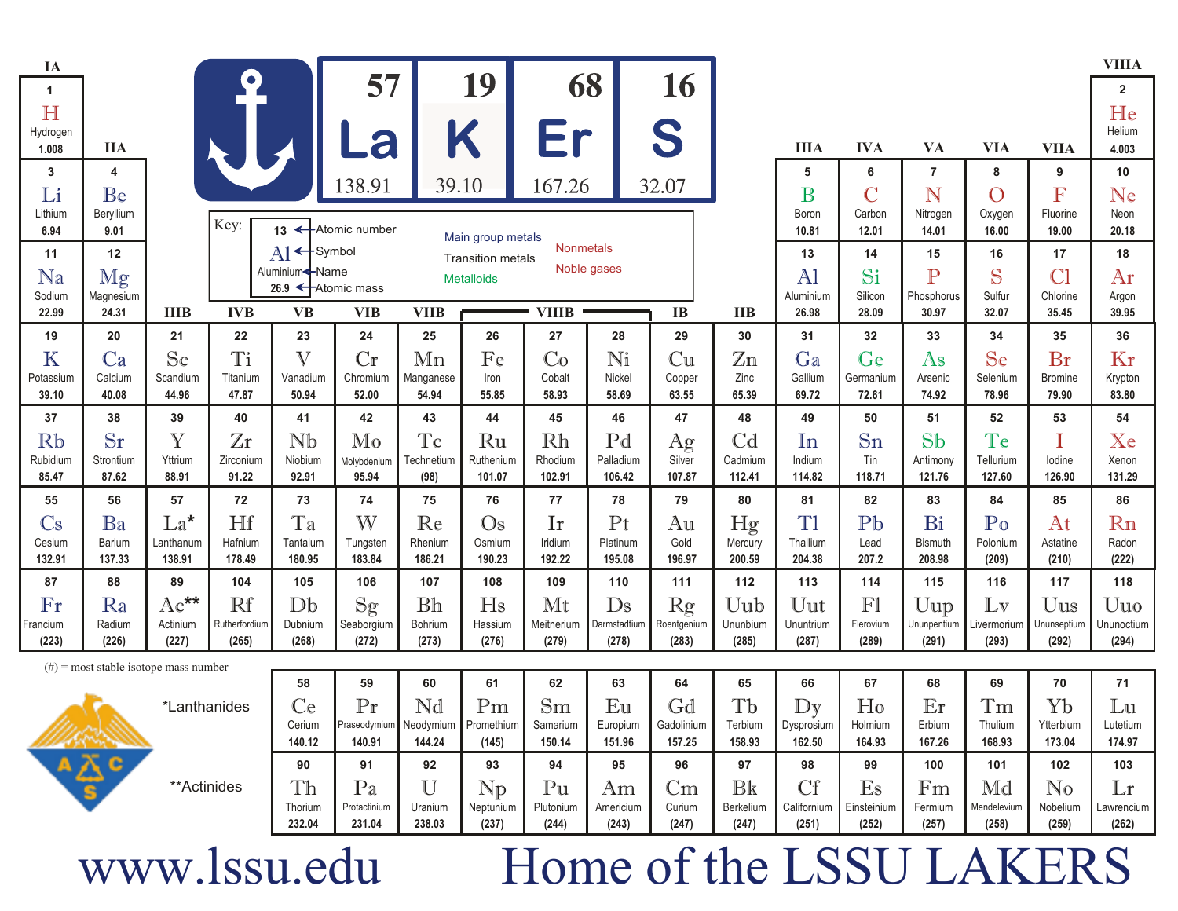| 57 | 19 | 68 | 16 |
|---|---|---|---|
| La | K | Er | S |
| 138.91 | 39.10 | 167.26 | 32.07 |

Key: 13 ← Atomic number; Al ← Symbol; Aluminium ← Name; 26.9 ← Atomic mass

Main group metals · Transition metals · Metalloids · Nonmetals · Noble gases

| IA | IIA | IIIB | IVB | VB | VIB | VIIB | VIIIB | VIIIB | VIIIB | IB | IIB | IIIA | IVA | VA | VIA | VIIA | VIIIA |
|---|---|---|---|---|---|---|---|---|---|---|---|---|---|---|---|---|---|
| 1 H Hydrogen 1.008 | | | | | | | | | | | | | | | | | 2 He Helium 4.003 |
| 3 Li Lithium 6.94 | 4 Be Beryllium 9.01 | | | | | | | | | | | 5 B Boron 10.81 | 6 C Carbon 12.01 | 7 N Nitrogen 14.01 | 8 O Oxygen 16.00 | 9 F Fluorine 19.00 | 10 Ne Neon 20.18 |
| 11 Na Sodium 22.99 | 12 Mg Magnesium 24.31 | | | | | | | | | | | 13 Al Aluminium 26.98 | 14 Si Silicon 28.09 | 15 P Phosphorus 30.97 | 16 S Sulfur 32.07 | 17 Cl Chlorine 35.45 | 18 Ar Argon 39.95 |
| 19 K Potassium 39.10 | 20 Ca Calcium 40.08 | 21 Sc Scandium 44.96 | 22 Ti Titanium 47.87 | 23 V Vanadium 50.94 | 24 Cr Chromium 52.00 | 25 Mn Manganese 54.94 | 26 Fe Iron 55.85 | 27 Co Cobalt 58.93 | 28 Ni Nickel 58.69 | 29 Cu Copper 63.55 | 30 Zn Zinc 65.39 | 31 Ga Gallium 69.72 | 32 Ge Germanium 72.61 | 33 As Arsenic 74.92 | 34 Se Selenium 78.96 | 35 Br Bromine 79.90 | 36 Kr Krypton 83.80 |
| 37 Rb Rubidium 85.47 | 38 Sr Strontium 87.62 | 39 Y Yttrium 88.91 | 40 Zr Zirconium 91.22 | 41 Nb Niobium 92.91 | 42 Mo Molybdenium 95.94 | 43 Tc Technetium (98) | 44 Ru Ruthenium 101.07 | 45 Rh Rhodium 102.91 | 46 Pd Palladium 106.42 | 47 Ag Silver 107.87 | 48 Cd Cadmium 112.41 | 49 In Indium 114.82 | 50 Sn Tin 118.71 | 51 Sb Antimony 121.76 | 52 Te Tellurium 127.60 | 53 I Iodine 126.90 | 54 Xe Xenon 131.29 |
| 55 Cs Cesium 132.91 | 56 Ba Barium 137.33 | 57 La* Lanthanum 138.91 | 72 Hf Hafnium 178.49 | 73 Ta Tantalum 180.95 | 74 W Tungsten 183.84 | 75 Re Rhenium 186.21 | 76 Os Osmium 190.23 | 77 Ir Iridium 192.22 | 78 Pt Platinum 195.08 | 79 Au Gold 196.97 | 80 Hg Mercury 200.59 | 81 Tl Thallium 204.38 | 82 Pb Lead 207.2 | 83 Bi Bismuth 208.98 | 84 Po Polonium (209) | 85 At Astatine (210) | 86 Rn Radon (222) |
| 87 Fr Francium (223) | 88 Ra Radium (226) | 89 Ac** Actinium (227) | 104 Rf Rutherfordium (265) | 105 Db Dubnium (268) | 106 Sg Seaborgium (272) | 107 Bh Bohrium (273) | 108 Hs Hassium (276) | 109 Mt Meitnerium (279) | 110 Ds Darmstadtium (278) | 111 Rg Roentgenium (283) | 112 Uub Ununbium (285) | 113 Uut Ununtrium (287) | 114 Fl Flerovium (289) | 115 Uup Ununpentium (291) | 116 Lv Livermorium (293) | 117 Uus Ununseptium (292) | 118 Uuo Ununoctium (294) |

(#) = most stable isotope mass number

| | | | | | | | | | | | | | | |
|---|---|---|---|---|---|---|---|---|---|---|---|---|---|---|
| *Lanthanides | 58 Ce Cerium 140.12 | 59 Pr Praseodymium 140.91 | 60 Nd Neodymium 144.24 | 61 Pm Promethium (145) | 62 Sm Samarium 150.14 | 63 Eu Europium 151.96 | 64 Gd Gadolinium 157.25 | 65 Tb Terbium 158.93 | 66 Dy Dysprosium 162.50 | 67 Ho Holmium 164.93 | 68 Er Erbium 167.26 | 69 Tm Thulium 168.93 | 70 Yb Ytterbium 173.04 | 71 Lu Lutetium 174.97 |
| **Actinides | 90 Th Thorium 232.04 | 91 Pa Protactinium 231.04 | 92 U Uranium 238.03 | 93 Np Neptunium (237) | 94 Pu Plutonium (244) | 95 Am Americium (243) | 96 Cm Curium (247) | 97 Bk Berkelium (247) | 98 Cf Californium (251) | 99 Es Einsteinium (252) | 100 Fm Fermium (257) | 101 Md Mendelevium (258) | 102 No Nobelium (259) | 103 Lr Lawrencium (262) |

www.lssu.edu

Home of the LSSU LAKERS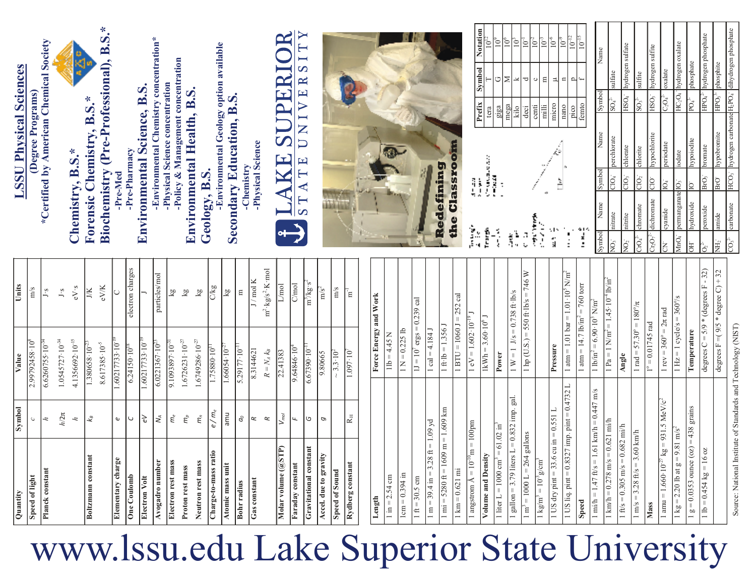| Quantity | Symbol | Value | Units |
|---|---|---|---|
| **Speed of light** | $c$ | $2.99792458 \cdot 10^{8}$ | m/s |
| **Planck constant** | $h$ | $6.6260755 \cdot 10^{-34}$ | J·s |
| | $h/2\pi$ | $1.0545727 \cdot 10^{-34}$ | J·s |
| | $h$ | $4.1356692 \cdot 10^{-15}$ | eV·s |
| **Boltzmann constant** | $k_B$ | $1.380658 \cdot 10^{-23}$ | J/K |
| | | $8.617385 \cdot 10^{-5}$ | eV/K |
| **Elementary charge** | $e$ | $1.60217733 \cdot 10^{-19}$ | C |
| **One Coulomb** | $C$ | $6.24150 \cdot 10^{18}$ | electron charges |
| **Electron Volt** | $eV$ | $1.60217733 \cdot 10^{-19}$ | J |
| **Avogadro number** | $N_A$ | $6.0221367 \cdot 10^{23}$ | particles/mol |
| **Electron rest mass** | $m_e$ | $9.1093897 \cdot 10^{-31}$ | kg |
| **Proton rest mass** | $m_p$ | $1.6726231 \cdot 10^{-27}$ | kg |
| **Neutron rest mass** | $m_n$ | $1.6749286 \cdot 10^{-27}$ | kg |
| **Charge-to-mass ratio** | $e/m_e$ | $1.75880 \cdot 10^{11}$ | C/kg |
| **Atomic mass unit** | amu | $1.66054 \cdot 10^{-27}$ | kg |
| **Bohr radius** | $a_0$ | $5.29177 \cdot 10^{-11}$ | m |
| **Gas constant** | $R$ | 8.3144621 | J / mol K |
| | $R$ | $R = N_A\, k_B$ | $m^2 \cdot kg/s^2 \cdot K \cdot mol$ |
| **Molar volume (@STP)** | $V_{mol}$ | 22.41383 | L/mol |
| **Faraday constant** | $F$ | $9.64846 \cdot 10^{4}$ | C/mol |
| **Gravitational constant** | $G$ | $6.67390 \cdot 10^{-11}$ | $m^3/kg \cdot s^2$ |
| **Accel. due to gravity** | $g$ | 9.80665 | $m/s^2$ |
| **Speed of Sound** | | $\sim 3.3 \cdot 10^{2}$ | m/s |
| **Rydberg constant** | $R_H$ | $1.097 \cdot 10^{7}$ | $m^{-1}$ |

| | |
|---|---|
| **Length** | **Force Energy and Work** |
| 1 in = 2.54 cm | 1lb = 4.45 N |
| 1cm = 0.394 in | 1 N = 0.225 lb |
| 1 ft = 30.5 cm | $1J = 10^7$ ergs = 0.239 cal |
| 1 m = 39.4 in = 3.28 ft = 1.09 yd | 1 cal = 4.184 J |
| 1 mi = 5280 ft = 1609 m = 1.609 km | 1 ft·lb = 1.356 J |
| 1 km = 0.621 mi | 1 BTU = 1060 J = 252 cal |
| 1 angstrom Å = $10^{-10}$m = 100pm | 1 eV = $1.602 \cdot 10^{-19}$ J |
| **Volume and Density** | 1kWh = $3.60 \cdot 10^6$ J |
| 1 liter L = 1000 $cm^3$ = 61.02 $in^3$ | **Power** |
| 1 gallon = 3.79 liters L = 0.832 imp. gal. | 1 W = 1 J/s = 0.738 ft·lb/s |
| 1 $m^3$ = 1000 L = 264 gallons | 1 hp (U.S.) = 550 ft·lb/s = 746 W |
| 1 $kg/m^3$ = $10^{-3}$ $g/cm^3$ | |
| 1 US dry pint = 33.6 cu in = 0.551 L | **Pressure** |
| 1 US liq. pint = 0.8327 imp. pint = 0.4732 L | 1 atm = 1.01 bar = $1.01 \cdot 10^5$ $N/m^2$ |
| **Speed** | 1 atm = 14.7 $lb/in^2$ = 760 torr |
| 1 mi/h = 1.47 ft/s = 1.61 km/h = 0.447 m/s | 1 $lb/in^2$ = $6.90 \cdot 10^3$ $N/m^2$ |
| 1 km/h = 0.278 m/s = 0.621 mi/h | 1 Pa = 1 $N/m^2$ = $1.45 \cdot 10^{-4}$ $lb/in^2$ |
| 1 ft/s = 0.305 m/s = 0.682 mi/h | **Angle** |
| 1 m/s = 3.28 ft/s = 3.60 km/h | 1 rad = 57.30° = 180°/π |
| **Mass** | 1° = 0.01745 rad |
| 1 amu = $1.660 \cdot 10^{-27}$ kg = 931.5 MeV/$c^2$ | 1 rev = 360° = 2π rad |
| 1 kg = 2.20 lb at g = 9.81 $m/s^2$ | 1 Hz = 1 cycle/s = 360°/s |
| 1 g = 0.0353 ounce (oz) = 438 grains | **Temperature** |
| 1 lb = 0.454 kg = 16 oz | degrees C = 5/9 * (degrees F - 32) |
| | degrees F = (9/5 * degree C) + 32 |

Source: National Institute of Standards and Technology (NIST)

# LSSU Physical Sciences

**(Degree Programs)**

**\*Certified by American Chemical Society**

## Chemistry, B.S.*

## Forensic Chemistry, B.S.*

## Biochemistry (Pre-Professional), B.S.*

- Pre-Med
- Pre-Pharmacy

## Environmental Science, B.S.

- Environmental Chemistry concentration*
- Physical Science concentration
- Policy & Management concentration

## Environmental Health, B.S.

## Geology, B.S.

- Environmental Geology option available

## Secondary Education, B.S.

- Chemistry
- Physical Science

LAKE SUPERIOR STATE UNIVERSITY

Redefining the Classroom

| Prefix | Symbol | Notation |
|---|---|---|
| tera | T | $10^{12}$ |
| giga | G | $10^{9}$ |
| mega | M | $10^{6}$ |
| kilo | k | $10^{3}$ |
| deci | d | $10^{-1}$ |
| centi | c | $10^{-2}$ |
| milli | m | $10^{-3}$ |
| micro | μ | $10^{-6}$ |
| nano | n | $10^{-9}$ |
| pico | p | $10^{-12}$ |
| femto | f | $10^{-15}$ |

| Symbol | Name | Symbol | Name | Symbol | Name |
|---|---|---|---|---|---|
| $NO_3^-$ | nitrate | $ClO_4^-$ | perchlorate | $SO_4^{2-}$ | sulfate |
| $NO_2^-$ | nitrite | $ClO_3^-$ | chlorate | $HSO_4^-$ | hydrogen sulfate |
| $CrO_4^{2-}$ | chromate | $ClO_2^-$ | chlorite | $SO_3^{2-}$ | sulfite |
| $Cr_2O_7^{2-}$ | dichromate | $ClO^-$ | hypochlorite | $HSO_3^-$ | hydrogen sulfite |
| $CN^-$ | cyanide | $IO_4^-$ | periodate | $C_2O_4^{2-}$ | oxalate |
| $MnO_4^-$ | permanganate | $IO_3^-$ | iodate | $HC_2O_4^-$ | hydrogen oxalate |
| $OH^-$ | hydroxide | $IO^-$ | hypoiodite | $PO_4^{3-}$ | phosphate |
| $O_2^{2-}$ | peroxide | $BrO_3^-$ | bromate | $HPO_4^{2-}$ | hydrogen phosphate |
| $NH_2^-$ | amide | $BrO^-$ | hypobromite | $HPO_3^{2-}$ | phosphite |
| $CO_3^{2-}$ | carbonate | $HCO_3^-$ | hydrogen carbonate | $H_2PO_4^-$ | dihydrogen phosphate |

# www.lssu.edu Lake Superior State University